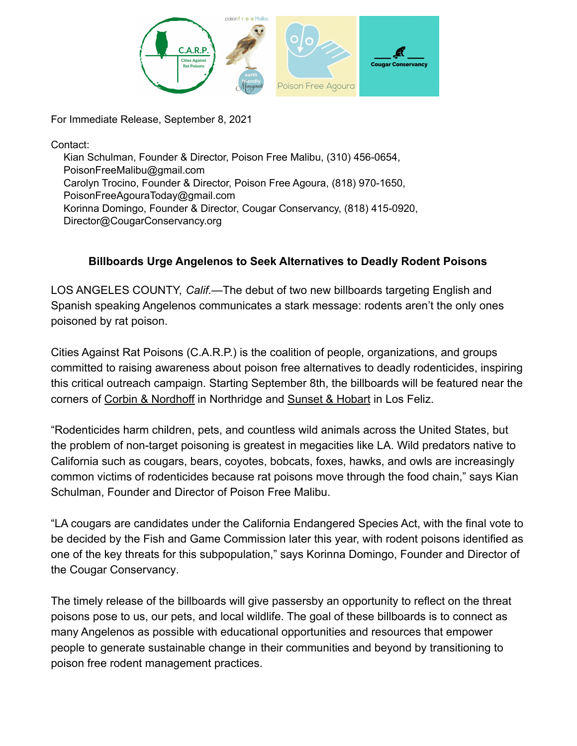For Immediate Release, September 8, 2021

Contact:

Kian Schulman, Founder & Director, Poison Free Malibu, (310) 456-0654, PoisonFreeMalibu@gmail.com
Carolyn Trocino, Founder & Director, Poison Free Agoura, (818) 970-1650, PoisonFreeAgouraToday@gmail.com
Korinna Domingo, Founder & Director, Cougar Conservancy, (818) 415-0920, Director@CougarConservancy.org

**Billboards Urge Angelenos to Seek Alternatives to Deadly Rodent Poisons**

LOS ANGELES COUNTY, *Calif.*—The debut of two new billboards targeting English and Spanish speaking Angelenos communicates a stark message: rodents aren't the only ones poisoned by rat poison.

Cities Against Rat Poisons (C.A.R.P.) is the coalition of people, organizations, and groups committed to raising awareness about poison free alternatives to deadly rodenticides, inspiring this critical outreach campaign. Starting September 8th, the billboards will be featured near the corners of Corbin & Nordhoff in Northridge and Sunset & Hobart in Los Feliz.

"Rodenticides harm children, pets, and countless wild animals across the United States, but the problem of non-target poisoning is greatest in megacities like LA. Wild predators native to California such as cougars, bears, coyotes, bobcats, foxes, hawks, and owls are increasingly common victims of rodenticides because rat poisons move through the food chain," says Kian Schulman, Founder and Director of Poison Free Malibu.

"LA cougars are candidates under the California Endangered Species Act, with the final vote to be decided by the Fish and Game Commission later this year, with rodent poisons identified as one of the key threats for this subpopulation," says Korinna Domingo, Founder and Director of the Cougar Conservancy.

The timely release of the billboards will give passersby an opportunity to reflect on the threat poisons pose to us, our pets, and local wildlife. The goal of these billboards is to connect as many Angelenos as possible with educational opportunities and resources that empower people to generate sustainable change in their communities and beyond by transitioning to poison free rodent management practices.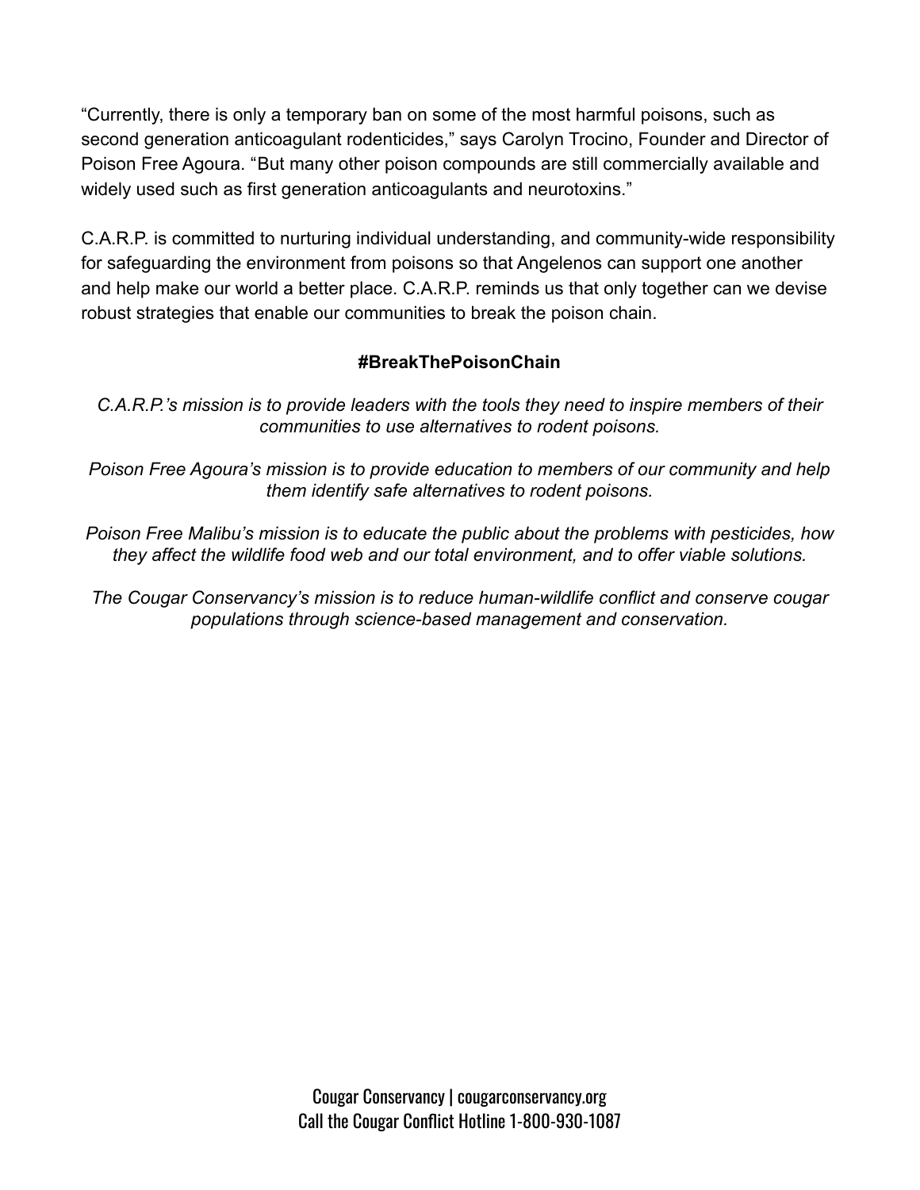"Currently, there is only a temporary ban on some of the most harmful poisons, such as second generation anticoagulant rodenticides," says Carolyn Trocino, Founder and Director of Poison Free Agoura. "But many other poison compounds are still commercially available and widely used such as first generation anticoagulants and neurotoxins."

C.A.R.P. is committed to nurturing individual understanding, and community-wide responsibility for safeguarding the environment from poisons so that Angelenos can support one another and help make our world a better place. C.A.R.P. reminds us that only together can we devise robust strategies that enable our communities to break the poison chain.

**#BreakThePoisonChain**

*C.A.R.P.'s mission is to provide leaders with the tools they need to inspire members of their communities to use alternatives to rodent poisons.*

*Poison Free Agoura's mission is to provide education to members of our community and help them identify safe alternatives to rodent poisons.*

*Poison Free Malibu's mission is to educate the public about the problems with pesticides, how they affect the wildlife food web and our total environment, and to offer viable solutions.*

*The Cougar Conservancy's mission is to reduce human-wildlife conflict and conserve cougar populations through science-based management and conservation.*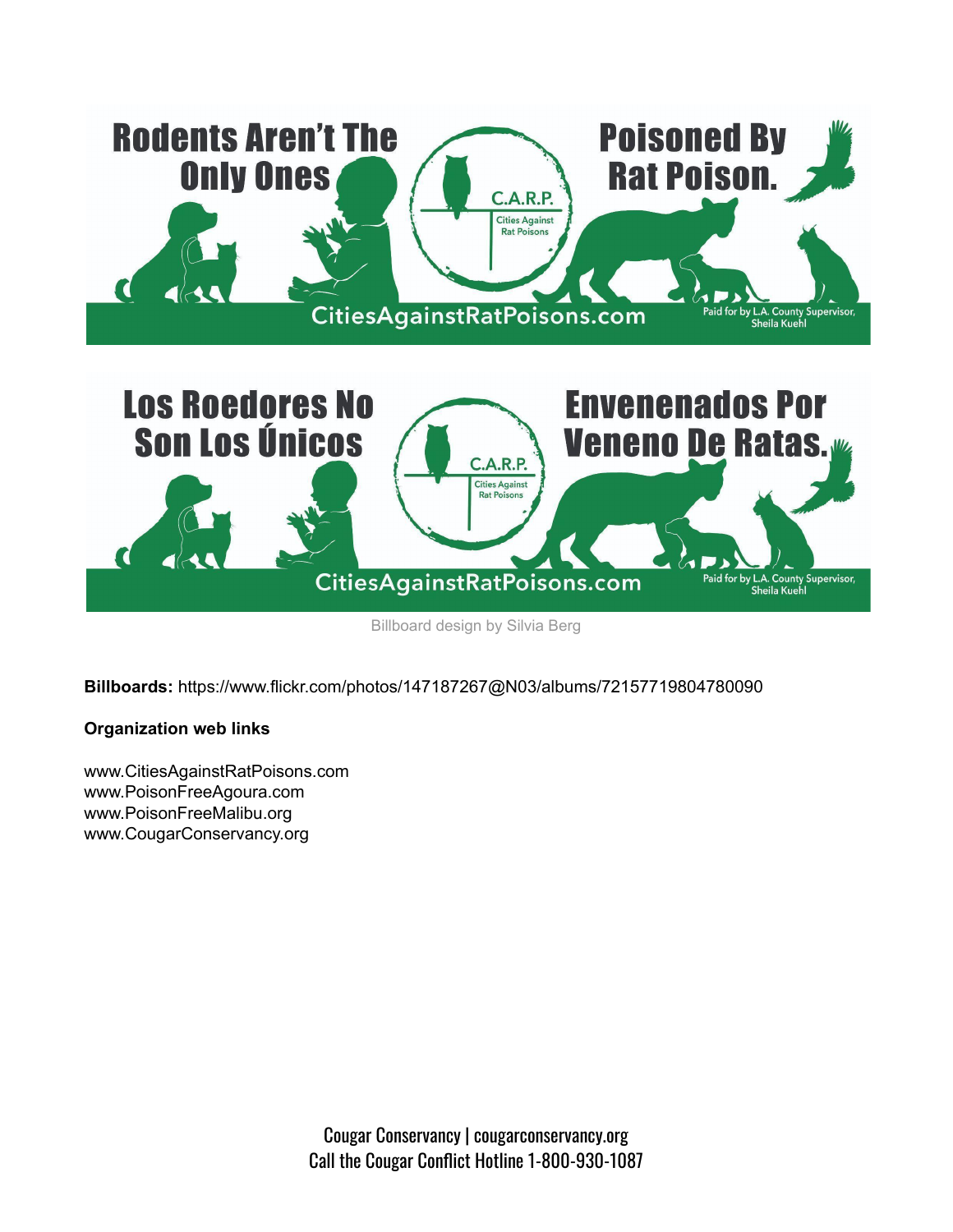Rodents Aren't The Only Ones Poisoned By Rat Poison.

C.A.R.P. Cities Against Rat Poisons

CitiesAgainstRatPoisons.com

Paid for by L.A. County Supervisor, Sheila Kuehl

Los Roedores No Son Los Únicos Envenenados Por Veneno De Ratas.

C.A.R.P. Cities Against Rat Poisons

CitiesAgainstRatPoisons.com

Paid for by L.A. County Supervisor, Sheila Kuehl

Billboard design by Silvia Berg

**Billboards:** https://www.flickr.com/photos/147187267@N03/albums/72157719804780090

**Organization web links**

www.CitiesAgainstRatPoisons.com
www.PoisonFreeAgoura.com
www.PoisonFreeMalibu.org
www.CougarConservancy.org